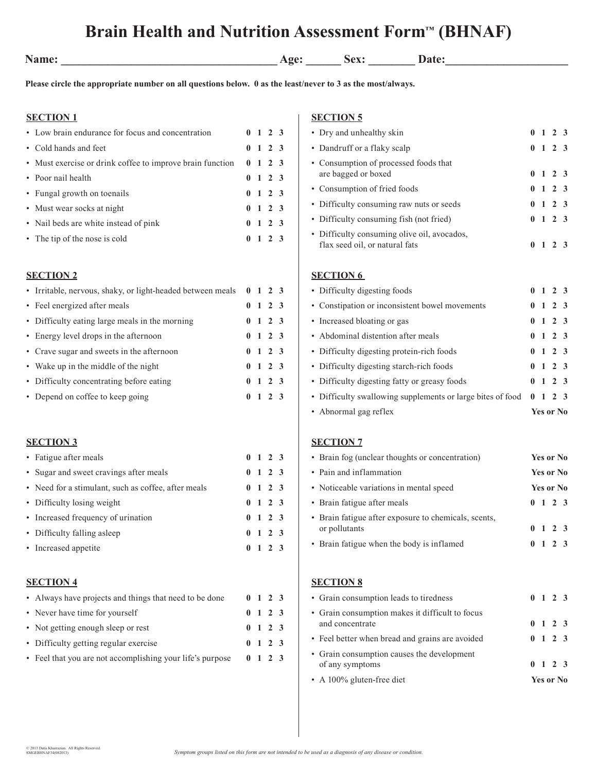# Brain Health and Nutrition Assessment Form™ (BHNAF)

**Name:** ______________________ **Age:** ______ **Sex:** ________ **Date:** ____________________

**Please circle the appropriate number on all questions below. 0 as the least/never to 3 as the most/always.**

**SECTION 1**

- Low brain endurance for focus and concentration — 0 1 2 3
- Cold hands and feet — 0 1 2 3
- Must exercise or drink coffee to improve brain function — 0 1 2 3
- Poor nail health — 0 1 2 3
- Fungal growth on toenails — 0 1 2 3
- Must wear socks at night — 0 1 2 3
- Nail beds are white instead of pink — 0 1 2 3
- The tip of the nose is cold — 0 1 2 3

**SECTION 2**

- Irritable, nervous, shaky, or light-headed between meals — 0 1 2 3
- Feel energized after meals — 0 1 2 3
- Difficulty eating large meals in the morning — 0 1 2 3
- Energy level drops in the afternoon — 0 1 2 3
- Crave sugar and sweets in the afternoon — 0 1 2 3
- Wake up in the middle of the night — 0 1 2 3
- Difficulty concentrating before eating — 0 1 2 3
- Depend on coffee to keep going — 0 1 2 3

**SECTION 3**

- Fatigue after meals — 0 1 2 3
- Sugar and sweet cravings after meals — 0 1 2 3
- Need for a stimulant, such as coffee, after meals — 0 1 2 3
- Difficulty losing weight — 0 1 2 3
- Increased frequency of urination — 0 1 2 3
- Difficulty falling asleep — 0 1 2 3
- Increased appetite — 0 1 2 3

**SECTION 4**

- Always have projects and things that need to be done — 0 1 2 3
- Never have time for yourself — 0 1 2 3
- Not getting enough sleep or rest — 0 1 2 3
- Difficulty getting regular exercise — 0 1 2 3
- Feel that you are not accomplishing your life's purpose — 0 1 2 3

**SECTION 5**

- Dry and unhealthy skin — 0 1 2 3
- Dandruff or a flaky scalp — 0 1 2 3
- Consumption of processed foods that are bagged or boxed — 0 1 2 3
- Consumption of fried foods — 0 1 2 3
- Difficulty consuming raw nuts or seeds — 0 1 2 3
- Difficulty consuming fish (not fried) — 0 1 2 3
- Difficulty consuming olive oil, avocados, flax seed oil, or natural fats — 0 1 2 3

**SECTION 6**

- Difficulty digesting foods — 0 1 2 3
- Constipation or inconsistent bowel movements — 0 1 2 3
- Increased bloating or gas — 0 1 2 3
- Abdominal distention after meals — 0 1 2 3
- Difficulty digesting protein-rich foods — 0 1 2 3
- Difficulty digesting starch-rich foods — 0 1 2 3
- Difficulty digesting fatty or greasy foods — 0 1 2 3
- Difficulty swallowing supplements or large bites of food — 0 1 2 3
- Abnormal gag reflex — Yes or No

**SECTION 7**

- Brain fog (unclear thoughts or concentration) — Yes or No
- Pain and inflammation — Yes or No
- Noticeable variations in mental speed — Yes or No
- Brain fatigue after meals — 0 1 2 3
- Brain fatigue after exposure to chemicals, scents, or pollutants — 0 1 2 3
- Brain fatigue when the body is inflamed — 0 1 2 3

**SECTION 8**

- Grain consumption leads to tiredness — 0 1 2 3
- Grain consumption makes it difficult to focus and concentrate — 0 1 2 3
- Feel better when bread and grains are avoided — 0 1 2 3
- Grain consumption causes the development of any symptoms — 0 1 2 3
- A 100% gluten-free diet — Yes or No

© 2013 Datis Kharrazian. All Rights Reserved.
SMGEBHNAF34(082013)

*Symptom groups listed on this form are not intended to be used as a diagnosis of any disease or condition.*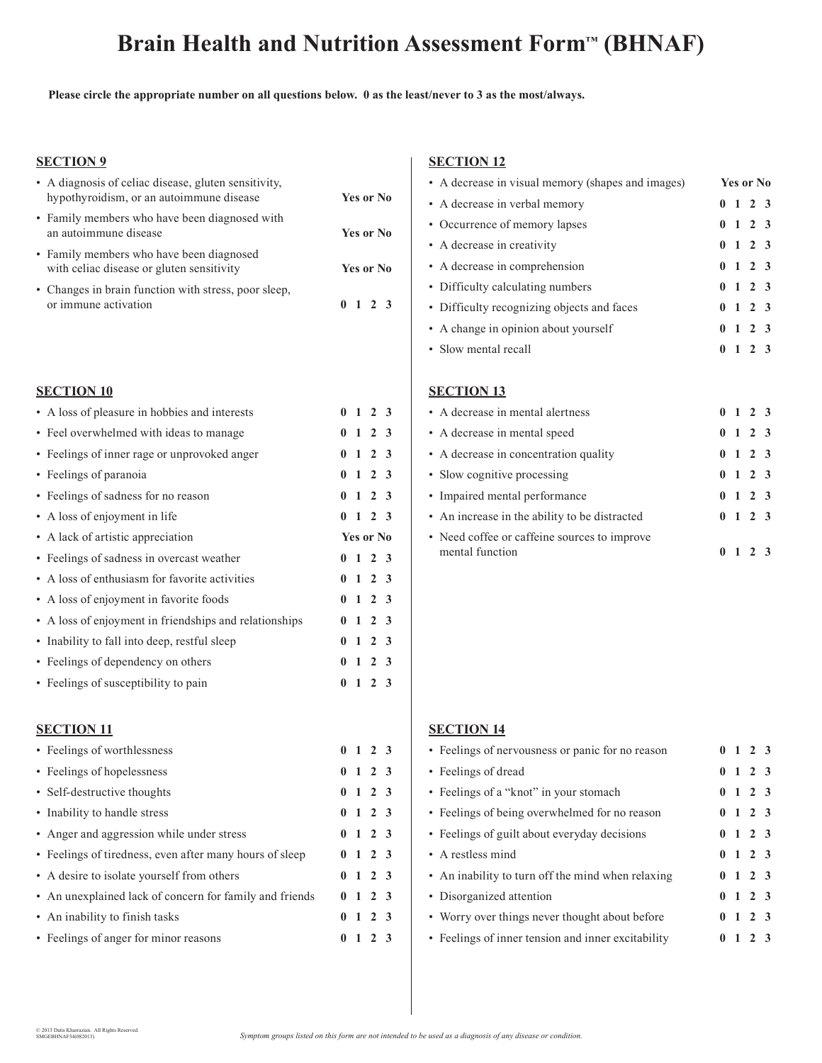# Brain Health and Nutrition Assessment Form™ (BHNAF)

**Please circle the appropriate number on all questions below. 0 as the least/never to 3 as the most/always.**

## SECTION 9

| | |
|---|---|
| • A diagnosis of celiac disease, gluten sensitivity, hypothyroidism, or an autoimmune disease | **Yes or No** |
| • Family members who have been diagnosed with an autoimmune disease | **Yes or No** |
| • Family members who have been diagnosed with celiac disease or gluten sensitivity | **Yes or No** |
| • Changes in brain function with stress, poor sleep, or immune activation | **0 1 2 3** |

## SECTION 10

| | |
|---|---|
| • A loss of pleasure in hobbies and interests | **0 1 2 3** |
| • Feel overwhelmed with ideas to manage | **0 1 2 3** |
| • Feelings of inner rage or unprovoked anger | **0 1 2 3** |
| • Feelings of paranoia | **0 1 2 3** |
| • Feelings of sadness for no reason | **0 1 2 3** |
| • A loss of enjoyment in life | **0 1 2 3** |
| • A lack of artistic appreciation | **Yes or No** |
| • Feelings of sadness in overcast weather | **0 1 2 3** |
| • A loss of enthusiasm for favorite activities | **0 1 2 3** |
| • A loss of enjoyment in favorite foods | **0 1 2 3** |
| • A loss of enjoyment in friendships and relationships | **0 1 2 3** |
| • Inability to fall into deep, restful sleep | **0 1 2 3** |
| • Feelings of dependency on others | **0 1 2 3** |
| • Feelings of susceptibility to pain | **0 1 2 3** |

## SECTION 11

| | |
|---|---|
| • Feelings of worthlessness | **0 1 2 3** |
| • Feelings of hopelessness | **0 1 2 3** |
| • Self-destructive thoughts | **0 1 2 3** |
| • Inability to handle stress | **0 1 2 3** |
| • Anger and aggression while under stress | **0 1 2 3** |
| • Feelings of tiredness, even after many hours of sleep | **0 1 2 3** |
| • A desire to isolate yourself from others | **0 1 2 3** |
| • An unexplained lack of concern for family and friends | **0 1 2 3** |
| • An inability to finish tasks | **0 1 2 3** |
| • Feelings of anger for minor reasons | **0 1 2 3** |

## SECTION 12

| | |
|---|---|
| • A decrease in visual memory (shapes and images) | **Yes or No** |
| • A decrease in verbal memory | **0 1 2 3** |
| • Occurrence of memory lapses | **0 1 2 3** |
| • A decrease in creativity | **0 1 2 3** |
| • A decrease in comprehension | **0 1 2 3** |
| • Difficulty calculating numbers | **0 1 2 3** |
| • Difficulty recognizing objects and faces | **0 1 2 3** |
| • A change in opinion about yourself | **0 1 2 3** |
| • Slow mental recall | **0 1 2 3** |

## SECTION 13

| | |
|---|---|
| • A decrease in mental alertness | **0 1 2 3** |
| • A decrease in mental speed | **0 1 2 3** |
| • A decrease in concentration quality | **0 1 2 3** |
| • Slow cognitive processing | **0 1 2 3** |
| • Impaired mental performance | **0 1 2 3** |
| • An increase in the ability to be distracted | **0 1 2 3** |
| • Need coffee or caffeine sources to improve mental function | **0 1 2 3** |

## SECTION 14

| | |
|---|---|
| • Feelings of nervousness or panic for no reason | **0 1 2 3** |
| • Feelings of dread | **0 1 2 3** |
| • Feelings of a "knot" in your stomach | **0 1 2 3** |
| • Feelings of being overwhelmed for no reason | **0 1 2 3** |
| • Feelings of guilt about everyday decisions | **0 1 2 3** |
| • A restless mind | **0 1 2 3** |
| • An inability to turn off the mind when relaxing | **0 1 2 3** |
| • Disorganized attention | **0 1 2 3** |
| • Worry over things never thought about before | **0 1 2 3** |
| • Feelings of inner tension and inner excitability | **0 1 2 3** |

© 2013 Datis Kharrazian. All Rights Reserved.
SMGEBHNAF34(082013)

*Symptom groups listed on this form are not intended to be used as a diagnosis of any disease or condition.*